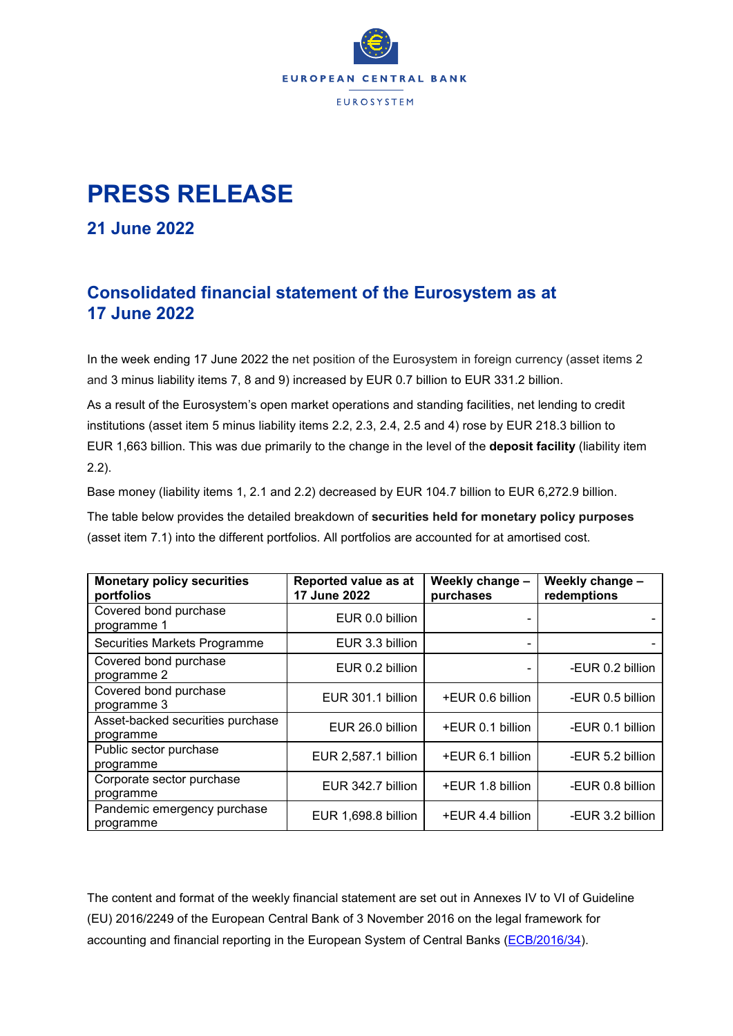EUROPEAN CENTRAL BANK

EUROSYSTEM

# PRESS RELEASE

## 21 June 2022

## Consolidated financial statement of the Eurosystem as at 17 June 2022

In the week ending 17 June 2022 the net position of the Eurosystem in foreign currency (asset items 2 and 3 minus liability items 7, 8 and 9) increased by EUR 0.7 billion to EUR 331.2 billion.

As a result of the Eurosystem's open market operations and standing facilities, net lending to credit institutions (asset item 5 minus liability items 2.2, 2.3, 2.4, 2.5 and 4) rose by EUR 218.3 billion to EUR 1,663 billion. This was due primarily to the change in the level of the **deposit facility** (liability item 2.2).

Base money (liability items 1, 2.1 and 2.2) decreased by EUR 104.7 billion to EUR 6,272.9 billion.

The table below provides the detailed breakdown of **securities held for monetary policy purposes** (asset item 7.1) into the different portfolios. All portfolios are accounted for at amortised cost.

| Monetary policy securities portfolios | Reported value as at 17 June 2022 | Weekly change – purchases | Weekly change – redemptions |
|---|---|---|---|
| Covered bond purchase programme 1 | EUR 0.0 billion | - | - |
| Securities Markets Programme | EUR 3.3 billion | - | - |
| Covered bond purchase programme 2 | EUR 0.2 billion | - | -EUR 0.2 billion |
| Covered bond purchase programme 3 | EUR 301.1 billion | +EUR 0.6 billion | -EUR 0.5 billion |
| Asset-backed securities purchase programme | EUR 26.0 billion | +EUR 0.1 billion | -EUR 0.1 billion |
| Public sector purchase programme | EUR 2,587.1 billion | +EUR 6.1 billion | -EUR 5.2 billion |
| Corporate sector purchase programme | EUR 342.7 billion | +EUR 1.8 billion | -EUR 0.8 billion |
| Pandemic emergency purchase programme | EUR 1,698.8 billion | +EUR 4.4 billion | -EUR 3.2 billion |

The content and format of the weekly financial statement are set out in Annexes IV to VI of Guideline (EU) 2016/2249 of the European Central Bank of 3 November 2016 on the legal framework for accounting and financial reporting in the European System of Central Banks (ECB/2016/34).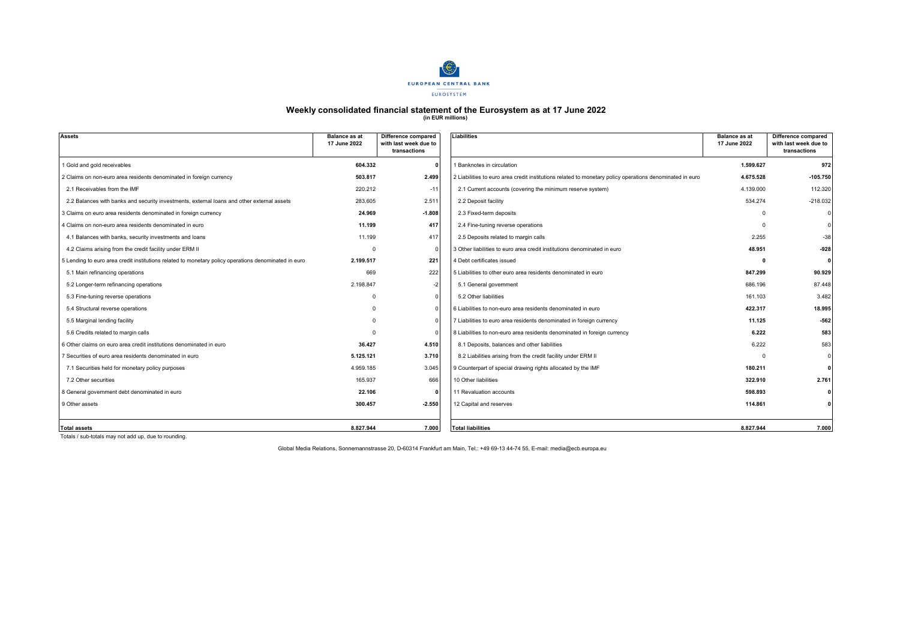EUROPEAN CENTRAL BANK

EUROSYSTEM

# Weekly consolidated financial statement of the Eurosystem as at 17 June 2022

(in EUR millions)

| Assets | Balance as at 17 June 2022 | Difference compared with last week due to transactions | Liabilities | Balance as at 17 June 2022 | Difference compared with last week due to transactions |
|---|---|---|---|---|---|
| 1 Gold and gold receivables | **604.332** | **0** | 1 Banknotes in circulation | **1.599.627** | **972** |
| 2 Claims on non-euro area residents denominated in foreign currency | **503.817** | **2.499** | 2 Liabilities to euro area credit institutions related to monetary policy operations denominated in euro | **4.675.528** | **-105.750** |
| 2.1 Receivables from the IMF | 220.212 | -11 | 2.1 Current accounts (covering the minimum reserve system) | 4.139.000 | 112.320 |
| 2.2 Balances with banks and security investments, external loans and other external assets | 283.605 | 2.511 | 2.2 Deposit facility | 534.274 | -218.032 |
| 3 Claims on euro area residents denominated in foreign currency | **24.969** | **-1.808** | 2.3 Fixed-term deposits | 0 | 0 |
| 4 Claims on non-euro area residents denominated in euro | **11.199** | **417** | 2.4 Fine-tuning reverse operations | 0 | 0 |
| 4.1 Balances with banks, security investments and loans | 11.199 | 417 | 2.5 Deposits related to margin calls | 2.255 | -38 |
| 4.2 Claims arising from the credit facility under ERM II | 0 | 0 | 3 Other liabilities to euro area credit institutions denominated in euro | **48.951** | **-928** |
| 5 Lending to euro area credit institutions related to monetary policy operations denominated in euro | **2.199.517** | **221** | 4 Debt certificates issued | **0** | **0** |
| 5.1 Main refinancing operations | 669 | 222 | 5 Liabilities to other euro area residents denominated in euro | **847.299** | **90.929** |
| 5.2 Longer-term refinancing operations | 2.198.847 | -2 | 5.1 General government | 686.196 | 87.448 |
| 5.3 Fine-tuning reverse operations | 0 | 0 | 5.2 Other liabilities | 161.103 | 3.482 |
| 5.4 Structural reverse operations | 0 | 0 | 6 Liabilities to non-euro area residents denominated in euro | **422.317** | **18.995** |
| 5.5 Marginal lending facility | 0 | 0 | 7 Liabilities to euro area residents denominated in foreign currency | **11.125** | **-562** |
| 5.6 Credits related to margin calls | 0 | 0 | 8 Liabilities to non-euro area residents denominated in foreign currency | **6.222** | **583** |
| 6 Other claims on euro area credit institutions denominated in euro | **36.427** | **4.510** | 8.1 Deposits, balances and other liabilities | 6.222 | 583 |
| 7 Securities of euro area residents denominated in euro | **5.125.121** | **3.710** | 8.2 Liabilities arising from the credit facility under ERM II | 0 | 0 |
| 7.1 Securities held for monetary policy purposes | 4.959.185 | 3.045 | 9 Counterpart of special drawing rights allocated by the IMF | **180.211** | **0** |
| 7.2 Other securities | 165.937 | 666 | 10 Other liabilities | **322.910** | **2.761** |
| 8 General government debt denominated in euro | **22.106** | **0** | 11 Revaluation accounts | **598.893** | **0** |
| 9 Other assets | **300.457** | **-2.550** | 12 Capital and reserves | **114.861** | **0** |
| **Total assets** | **8.827.944** | **7.000** | **Total liabilities** | **8.827.944** | **7.000** |

Totals / sub-totals may not add up, due to rounding.

Global Media Relations, Sonnemannstrasse 20, D-60314 Frankfurt am Main, Tel.: +49 69-13 44-74 55, E-mail: media@ecb.europa.eu